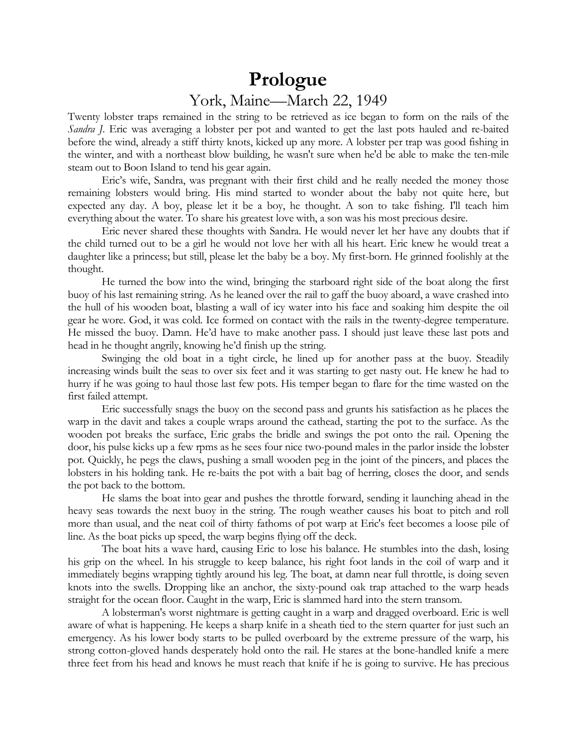# Prologue

## York, Maine—March 22, 1949

Twenty lobster traps remained in the string to be retrieved as ice began to form on the rails of the *Sandra J*. Eric was averaging a lobster per pot and wanted to get the last pots hauled and re-baited before the wind, already a stiff thirty knots, kicked up any more. A lobster per trap was good fishing in the winter, and with a northeast blow building, he wasn't sure when he'd be able to make the ten-mile steam out to Boon Island to tend his gear again.

Eric's wife, Sandra, was pregnant with their first child and he really needed the money those remaining lobsters would bring. His mind started to wonder about the baby not quite here, but expected any day. A boy, please let it be a boy, he thought. A son to take fishing. I'll teach him everything about the water. To share his greatest love with, a son was his most precious desire.

Eric never shared these thoughts with Sandra. He would never let her have any doubts that if the child turned out to be a girl he would not love her with all his heart. Eric knew he would treat a daughter like a princess; but still, please let the baby be a boy. My first-born. He grinned foolishly at the thought.

He turned the bow into the wind, bringing the starboard right side of the boat along the first buoy of his last remaining string. As he leaned over the rail to gaff the buoy aboard, a wave crashed into the hull of his wooden boat, blasting a wall of icy water into his face and soaking him despite the oil gear he wore. God, it was cold. Ice formed on contact with the rails in the twenty-degree temperature. He missed the buoy. Damn. He'd have to make another pass. I should just leave these last pots and head in he thought angrily, knowing he'd finish up the string.

Swinging the old boat in a tight circle, he lined up for another pass at the buoy. Steadily increasing winds built the seas to over six feet and it was starting to get nasty out. He knew he had to hurry if he was going to haul those last few pots. His temper began to flare for the time wasted on the first failed attempt.

Eric successfully snags the buoy on the second pass and grunts his satisfaction as he places the warp in the davit and takes a couple wraps around the cathead, starting the pot to the surface. As the wooden pot breaks the surface, Eric grabs the bridle and swings the pot onto the rail. Opening the door, his pulse kicks up a few rpms as he sees four nice two-pound males in the parlor inside the lobster pot. Quickly, he pegs the claws, pushing a small wooden peg in the joint of the pincers, and places the lobsters in his holding tank. He re-baits the pot with a bait bag of herring, closes the door, and sends the pot back to the bottom.

He slams the boat into gear and pushes the throttle forward, sending it launching ahead in the heavy seas towards the next buoy in the string. The rough weather causes his boat to pitch and roll more than usual, and the neat coil of thirty fathoms of pot warp at Eric's feet becomes a loose pile of line. As the boat picks up speed, the warp begins flying off the deck.

The boat hits a wave hard, causing Eric to lose his balance. He stumbles into the dash, losing his grip on the wheel. In his struggle to keep balance, his right foot lands in the coil of warp and it immediately begins wrapping tightly around his leg. The boat, at damn near full throttle, is doing seven knots into the swells. Dropping like an anchor, the sixty-pound oak trap attached to the warp heads straight for the ocean floor. Caught in the warp, Eric is slammed hard into the stern transom.

A lobsterman's worst nightmare is getting caught in a warp and dragged overboard. Eric is well aware of what is happening. He keeps a sharp knife in a sheath tied to the stern quarter for just such an emergency. As his lower body starts to be pulled overboard by the extreme pressure of the warp, his strong cotton-gloved hands desperately hold onto the rail. He stares at the bone-handled knife a mere three feet from his head and knows he must reach that knife if he is going to survive. He has precious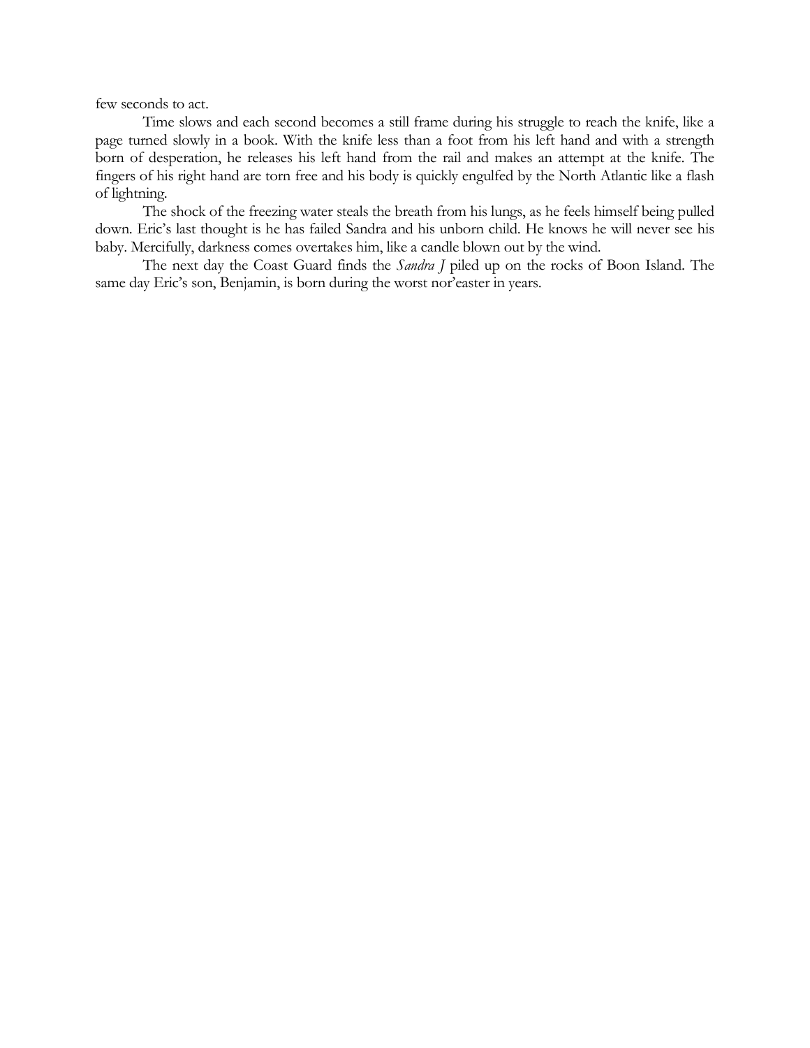few seconds to act.

Time slows and each second becomes a still frame during his struggle to reach the knife, like a page turned slowly in a book. With the knife less than a foot from his left hand and with a strength born of desperation, he releases his left hand from the rail and makes an attempt at the knife. The fingers of his right hand are torn free and his body is quickly engulfed by the North Atlantic like a flash of lightning.

The shock of the freezing water steals the breath from his lungs, as he feels himself being pulled down. Eric's last thought is he has failed Sandra and his unborn child. He knows he will never see his baby. Mercifully, darkness comes overtakes him, like a candle blown out by the wind.

The next day the Coast Guard finds the *Sandra J* piled up on the rocks of Boon Island. The same day Eric's son, Benjamin, is born during the worst nor'easter in years.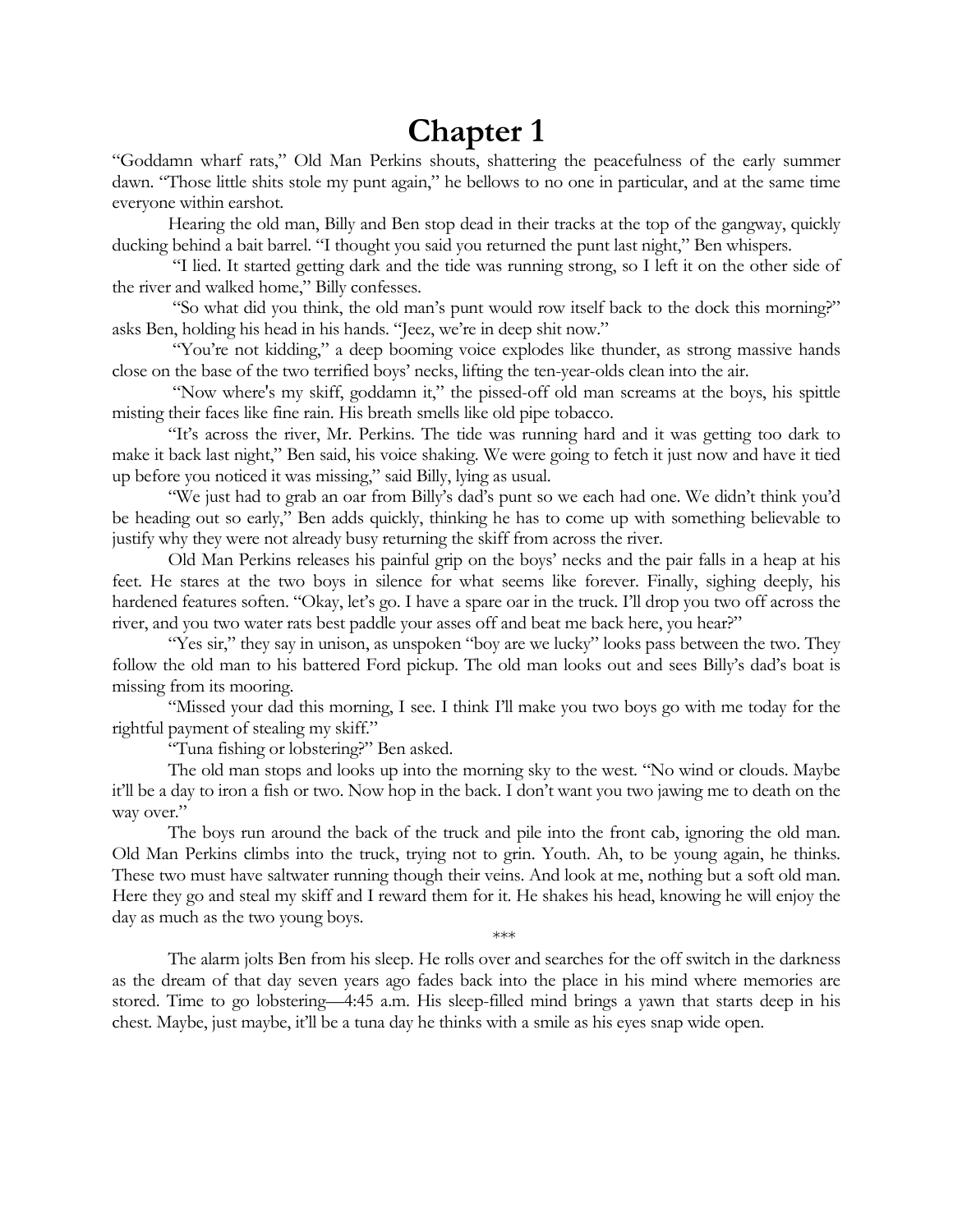# Chapter 1

"Goddamn wharf rats," Old Man Perkins shouts, shattering the peacefulness of the early summer dawn. "Those little shits stole my punt again," he bellows to no one in particular, and at the same time everyone within earshot.

Hearing the old man, Billy and Ben stop dead in their tracks at the top of the gangway, quickly ducking behind a bait barrel. "I thought you said you returned the punt last night," Ben whispers.

"I lied. It started getting dark and the tide was running strong, so I left it on the other side of the river and walked home," Billy confesses.

"So what did you think, the old man's punt would row itself back to the dock this morning?" asks Ben, holding his head in his hands. "Jeez, we're in deep shit now."

"You're not kidding," a deep booming voice explodes like thunder, as strong massive hands close on the base of the two terrified boys' necks, lifting the ten-year-olds clean into the air.

"Now where's my skiff, goddamn it," the pissed-off old man screams at the boys, his spittle misting their faces like fine rain. His breath smells like old pipe tobacco.

"It's across the river, Mr. Perkins. The tide was running hard and it was getting too dark to make it back last night," Ben said, his voice shaking. We were going to fetch it just now and have it tied up before you noticed it was missing," said Billy, lying as usual.

"We just had to grab an oar from Billy's dad's punt so we each had one. We didn't think you'd be heading out so early," Ben adds quickly, thinking he has to come up with something believable to justify why they were not already busy returning the skiff from across the river.

Old Man Perkins releases his painful grip on the boys' necks and the pair falls in a heap at his feet. He stares at the two boys in silence for what seems like forever. Finally, sighing deeply, his hardened features soften. "Okay, let's go. I have a spare oar in the truck. I'll drop you two off across the river, and you two water rats best paddle your asses off and beat me back here, you hear?"

"Yes sir," they say in unison, as unspoken "boy are we lucky" looks pass between the two. They follow the old man to his battered Ford pickup. The old man looks out and sees Billy's dad's boat is missing from its mooring.

"Missed your dad this morning, I see. I think I'll make you two boys go with me today for the rightful payment of stealing my skiff."

"Tuna fishing or lobstering?" Ben asked.

The old man stops and looks up into the morning sky to the west. "No wind or clouds. Maybe it'll be a day to iron a fish or two. Now hop in the back. I don't want you two jawing me to death on the way over."

The boys run around the back of the truck and pile into the front cab, ignoring the old man. Old Man Perkins climbs into the truck, trying not to grin. Youth. Ah, to be young again, he thinks. These two must have saltwater running though their veins. And look at me, nothing but a soft old man. Here they go and steal my skiff and I reward them for it. He shakes his head, knowing he will enjoy the day as much as the two young boys.

\*\*\*

The alarm jolts Ben from his sleep. He rolls over and searches for the off switch in the darkness as the dream of that day seven years ago fades back into the place in his mind where memories are stored. Time to go lobstering—4:45 a.m. His sleep-filled mind brings a yawn that starts deep in his chest. Maybe, just maybe, it'll be a tuna day he thinks with a smile as his eyes snap wide open.